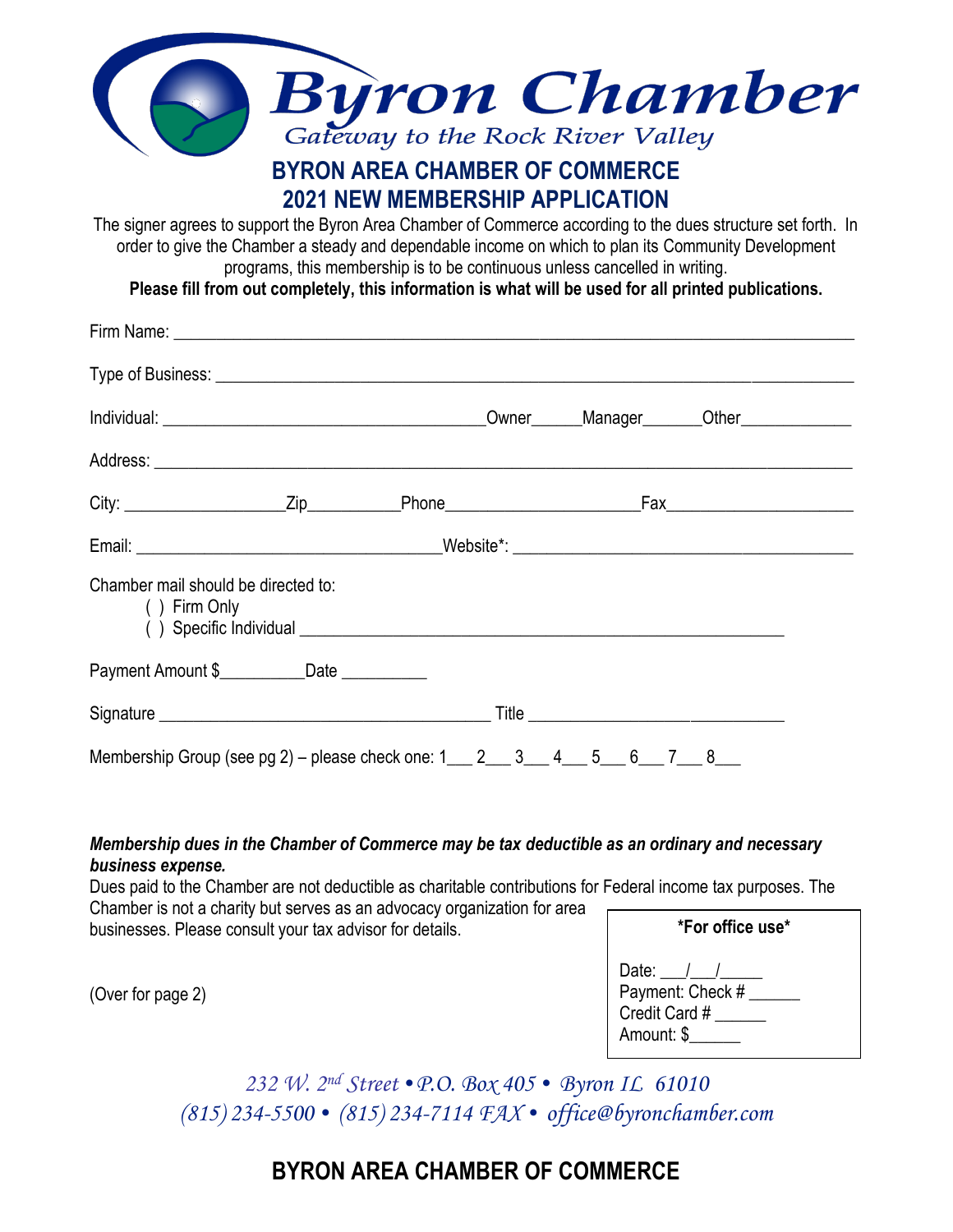# Byron Chamber

*Gateway to the Rock River Valley*

## BYRON AREA CHAMBER OF COMMERCE
## 2021 NEW MEMBERSHIP APPLICATION

The signer agrees to support the Byron Area Chamber of Commerce according to the dues structure set forth. In order to give the Chamber a steady and dependable income on which to plan its Community Development programs, this membership is to be continuous unless cancelled in writing.

**Please fill from out completely, this information is what will be used for all printed publications.**

Firm Name: ______________________________________________________________________

Type of Business: _________________________________________________________________

Individual: ___________________________________Owner_____Manager______Other____________

Address: _________________________________________________________________________

City: _________________Zip__________Phone____________________Fax____________________

Email: _________________________________Website*: _____________________________________

Chamber mail should be directed to:

( ) Firm Only

( ) Specific Individual ______________________________________________________

Payment Amount $__________Date __________

Signature ____________________________________ Title _____________________________

Membership Group (see pg 2) – please check one: 1___ 2___ 3___ 4___ 5___ 6___ 7___ 8___

***Membership dues in the Chamber of Commerce may be tax deductible as an ordinary and necessary business expense.***

Dues paid to the Chamber are not deductible as charitable contributions for Federal income tax purposes. The Chamber is not a charity but serves as an advocacy organization for area businesses. Please consult your tax advisor for details.

(Over for page 2)

**\*For office use\***

Date: ___/___/_____

Payment: Check # ______

Credit Card # ______

Amount: $______

*232 W. 2nd Street • P.O. Box 405 • Byron IL 61010*

*(815) 234-5500 • (815) 234-7114 FAX • office@byronchamber.com*

## BYRON AREA CHAMBER OF COMMERCE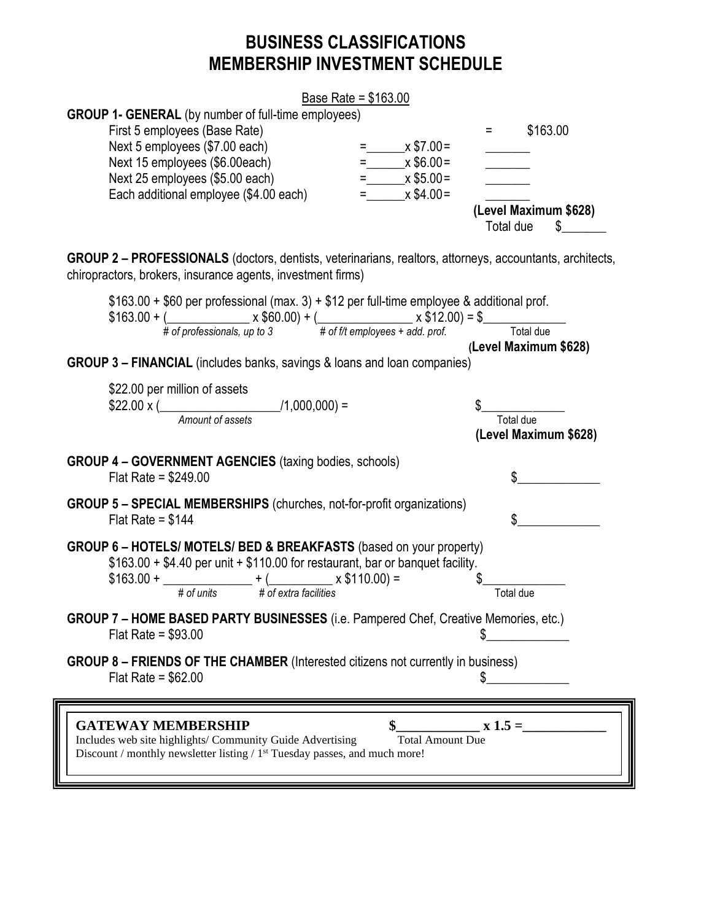# BUSINESS CLASSIFICATIONS
# MEMBERSHIP INVESTMENT SCHEDULE

Base Rate = $163.00

**GROUP 1- GENERAL** (by number of full-time employees)

| | | |
|---|---|---|
| First 5 employees (Base Rate) | | = $163.00 |
| Next 5 employees ($7.00 each) | =______x $7.00 = | _______ |
| Next 15 employees ($6.00each) | =______x $6.00 = | _______ |
| Next 25 employees ($5.00 each) | =______x $5.00 = | _______ |
| Each additional employee ($4.00 each) | =______x $4.00 = | _______ |

**(Level Maximum $628)**

Total due $_______

**GROUP 2 – PROFESSIONALS** (doctors, dentists, veterinarians, realtors, attorneys, accountants, architects, chiropractors, brokers, insurance agents, investment firms)

$163.00 + $60 per professional (max. 3) + $12 per full-time employee & additional prof.

$163.00 + (_____________ x $60.00) + (_______________ x $12.00) = $_____________

*# of professionals, up to 3* *# of f/t employees + add. prof.* Total due

**(Level Maximum $628)**

**GROUP 3 – FINANCIAL** (includes banks, savings & loans and loan companies)

$22.00 per million of assets

$22.00 x (__________________/1,000,000) = $_____________

*Amount of assets* Total due

**(Level Maximum $628)**

**GROUP 4 – GOVERNMENT AGENCIES** (taxing bodies, schools)

Flat Rate = $249.00 $_____________

**GROUP 5 – SPECIAL MEMBERSHIPS** (churches, not-for-profit organizations)

Flat Rate = $144 $_____________

**GROUP 6 – HOTELS/ MOTELS/ BED & BREAKFASTS** (based on your property)

$163.00 + $4.40 per unit + $110.00 for restaurant, bar or banquet facility.

$163.00 + ______________ + (__________ x $110.00) = $_____________

*# of units* *# of extra facilities* Total due

**GROUP 7 – HOME BASED PARTY BUSINESSES** (i.e. Pampered Chef, Creative Memories, etc.)

Flat Rate = $93.00 $_____________

**GROUP 8 – FRIENDS OF THE CHAMBER** (Interested citizens not currently in business)

Flat Rate = $62.00 $_____________

**GATEWAY MEMBERSHIP** **$____________ x 1.5 =____________**

Total Amount Due

Includes web site highlights/ Community Guide Advertising Discount / monthly newsletter listing / 1st Tuesday passes, and much more!